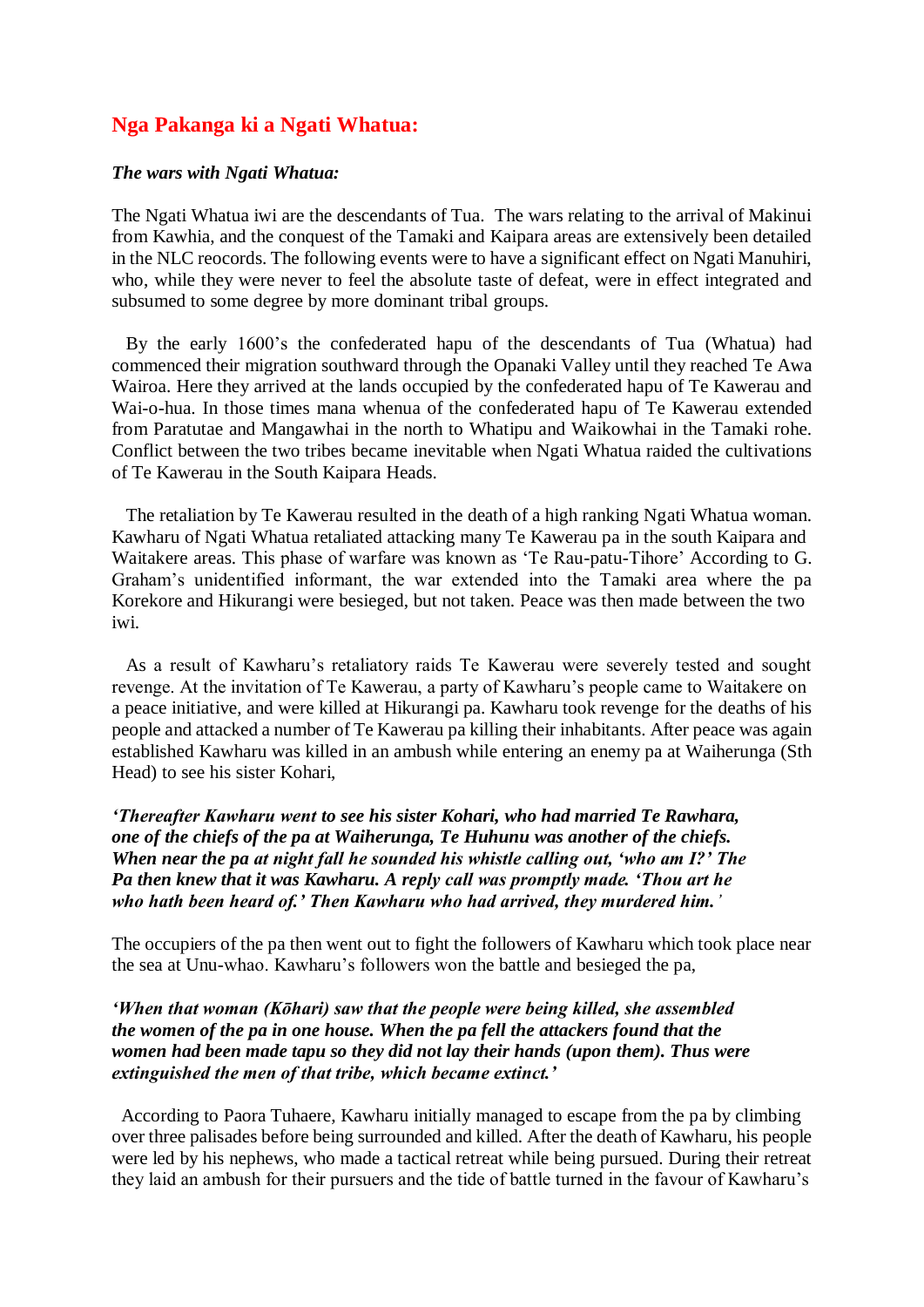# Nga Pakanga ki a Ngati Whatua:

***The wars with Ngati Whatua:***

The Ngati Whatua iwi are the descendants of Tua. The wars relating to the arrival of Makinui from Kawhia, and the conquest of the Tamaki and Kaipara areas are extensively been detailed in the NLC reocords. The following events were to have a significant effect on Ngati Manuhiri, who, while they were never to feel the absolute taste of defeat, were in effect integrated and subsumed to some degree by more dominant tribal groups.

By the early 1600's the confederated hapu of the descendants of Tua (Whatua) had commenced their migration southward through the Opanaki Valley until they reached Te Awa Wairoa. Here they arrived at the lands occupied by the confederated hapu of Te Kawerau and Wai-o-hua. In those times mana whenua of the confederated hapu of Te Kawerau extended from Paratutae and Mangawhai in the north to Whatipu and Waikowhai in the Tamaki rohe. Conflict between the two tribes became inevitable when Ngati Whatua raided the cultivations of Te Kawerau in the South Kaipara Heads.

The retaliation by Te Kawerau resulted in the death of a high ranking Ngati Whatua woman. Kawharu of Ngati Whatua retaliated attacking many Te Kawerau pa in the south Kaipara and Waitakere areas. This phase of warfare was known as 'Te Rau-patu-Tihore' According to G. Graham's unidentified informant, the war extended into the Tamaki area where the pa Korekore and Hikurangi were besieged, but not taken. Peace was then made between the two iwi.

As a result of Kawharu's retaliatory raids Te Kawerau were severely tested and sought revenge. At the invitation of Te Kawerau, a party of Kawharu's people came to Waitakere on a peace initiative, and were killed at Hikurangi pa. Kawharu took revenge for the deaths of his people and attacked a number of Te Kawerau pa killing their inhabitants. After peace was again established Kawharu was killed in an ambush while entering an enemy pa at Waiherunga (Sth Head) to see his sister Kohari,

***'Thereafter Kawharu went to see his sister Kohari, who had married Te Rawhara, one of the chiefs of the pa at Waiherunga, Te Huhunu was another of the chiefs. When near the pa at night fall he sounded his whistle calling out, 'who am I?' The Pa then knew that it was Kawharu. A reply call was promptly made. 'Thou art he who hath been heard of.' Then Kawharu who had arrived, they murdered him.'***

The occupiers of the pa then went out to fight the followers of Kawharu which took place near the sea at Unu-whao. Kawharu's followers won the battle and besieged the pa,

***'When that woman (Kōhari) saw that the people were being killed, she assembled the women of the pa in one house. When the pa fell the attackers found that the women had been made tapu so they did not lay their hands (upon them). Thus were extinguished the men of that tribe, which became extinct.'***

According to Paora Tuhaere, Kawharu initially managed to escape from the pa by climbing over three palisades before being surrounded and killed. After the death of Kawharu, his people were led by his nephews, who made a tactical retreat while being pursued. During their retreat they laid an ambush for their pursuers and the tide of battle turned in the favour of Kawharu's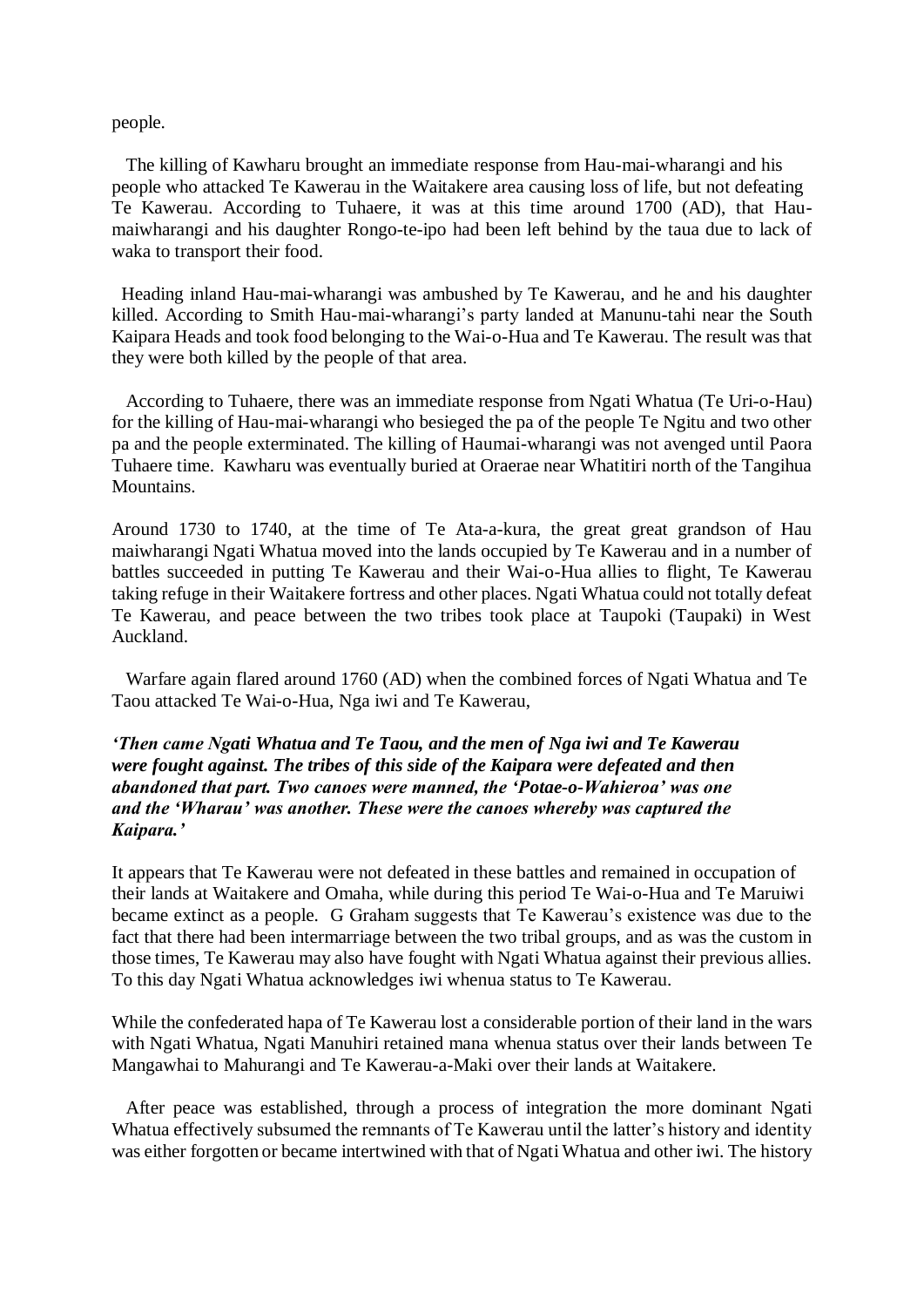people.

The killing of Kawharu brought an immediate response from Hau-mai-wharangi and his people who attacked Te Kawerau in the Waitakere area causing loss of life, but not defeating Te Kawerau. According to Tuhaere, it was at this time around 1700 (AD), that Hau-maiwharangi and his daughter Rongo-te-ipo had been left behind by the taua due to lack of waka to transport their food.

Heading inland Hau-mai-wharangi was ambushed by Te Kawerau, and he and his daughter killed. According to Smith Hau-mai-wharangi's party landed at Manunu-tahi near the South Kaipara Heads and took food belonging to the Wai-o-Hua and Te Kawerau. The result was that they were both killed by the people of that area.

According to Tuhaere, there was an immediate response from Ngati Whatua (Te Uri-o-Hau) for the killing of Hau-mai-wharangi who besieged the pa of the people Te Ngitu and two other pa and the people exterminated. The killing of Haumai-wharangi was not avenged until Paora Tuhaere time. Kawharu was eventually buried at Oraerae near Whatitiri north of the Tangihua Mountains.

Around 1730 to 1740, at the time of Te Ata-a-kura, the great great grandson of Hau maiwharangi Ngati Whatua moved into the lands occupied by Te Kawerau and in a number of battles succeeded in putting Te Kawerau and their Wai-o-Hua allies to flight, Te Kawerau taking refuge in their Waitakere fortress and other places. Ngati Whatua could not totally defeat Te Kawerau, and peace between the two tribes took place at Taupoki (Taupaki) in West Auckland.

Warfare again flared around 1760 (AD) when the combined forces of Ngati Whatua and Te Taou attacked Te Wai-o-Hua, Nga iwi and Te Kawerau,

***'Then came Ngati Whatua and Te Taou, and the men of Nga iwi and Te Kawerau were fought against. The tribes of this side of the Kaipara were defeated and then abandoned that part. Two canoes were manned, the 'Potae-o-Wahieroa' was one and the 'Wharau' was another. These were the canoes whereby was captured the Kaipara.'***

It appears that Te Kawerau were not defeated in these battles and remained in occupation of their lands at Waitakere and Omaha, while during this period Te Wai-o-Hua and Te Maruiwi became extinct as a people. G Graham suggests that Te Kawerau's existence was due to the fact that there had been intermarriage between the two tribal groups, and as was the custom in those times, Te Kawerau may also have fought with Ngati Whatua against their previous allies. To this day Ngati Whatua acknowledges iwi whenua status to Te Kawerau.

While the confederated hapa of Te Kawerau lost a considerable portion of their land in the wars with Ngati Whatua, Ngati Manuhiri retained mana whenua status over their lands between Te Mangawhai to Mahurangi and Te Kawerau-a-Maki over their lands at Waitakere.

After peace was established, through a process of integration the more dominant Ngati Whatua effectively subsumed the remnants of Te Kawerau until the latter's history and identity was either forgotten or became intertwined with that of Ngati Whatua and other iwi. The history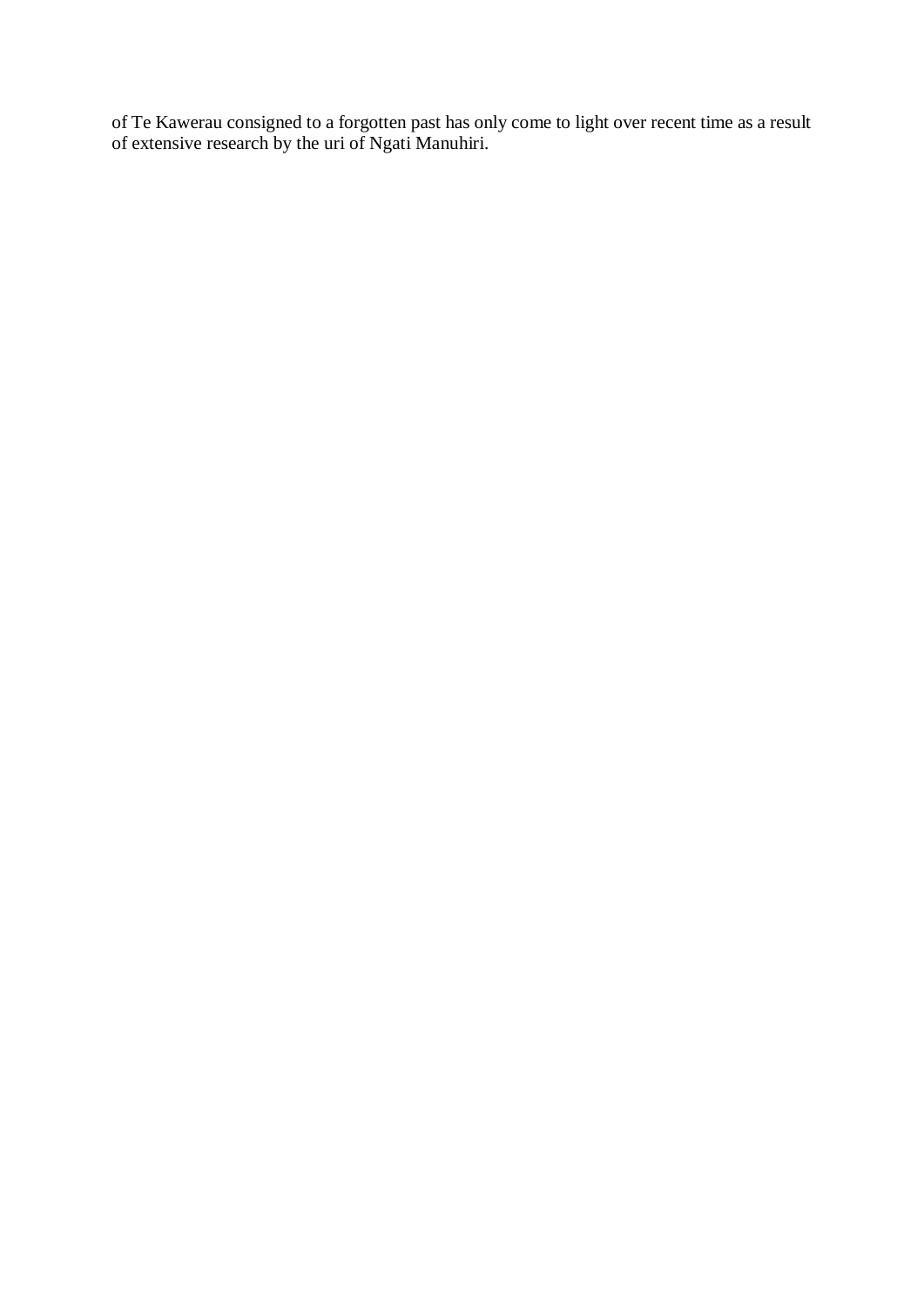of Te Kawerau consigned to a forgotten past has only come to light over recent time as a result of extensive research by the uri of Ngati Manuhiri.